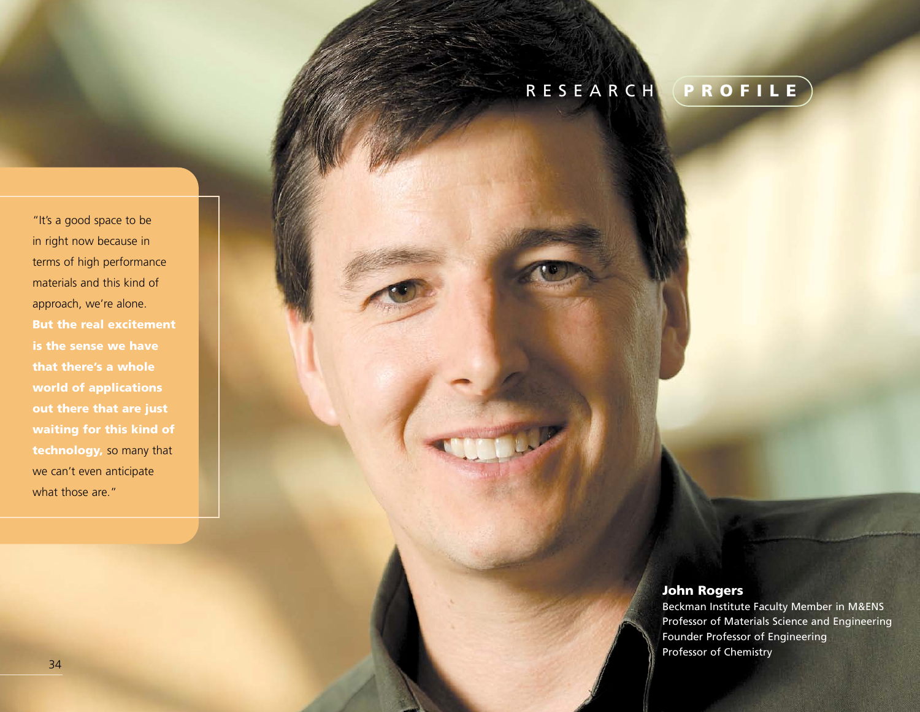# RESEARCH PROFILE

"It's a good space to be in right now because in terms of high performance materials and this kind of approach, we're alone. **But the real excitement is the sense we have that there's a whole world of applications out there that are just waiting for this kind of technology,** so many that we can't even anticipate what those are."

**John Rogers**
Beckman Institute Faculty Member in M&ENS
Professor of Materials Science and Engineering
Founder Professor of Engineering
Professor of Chemistry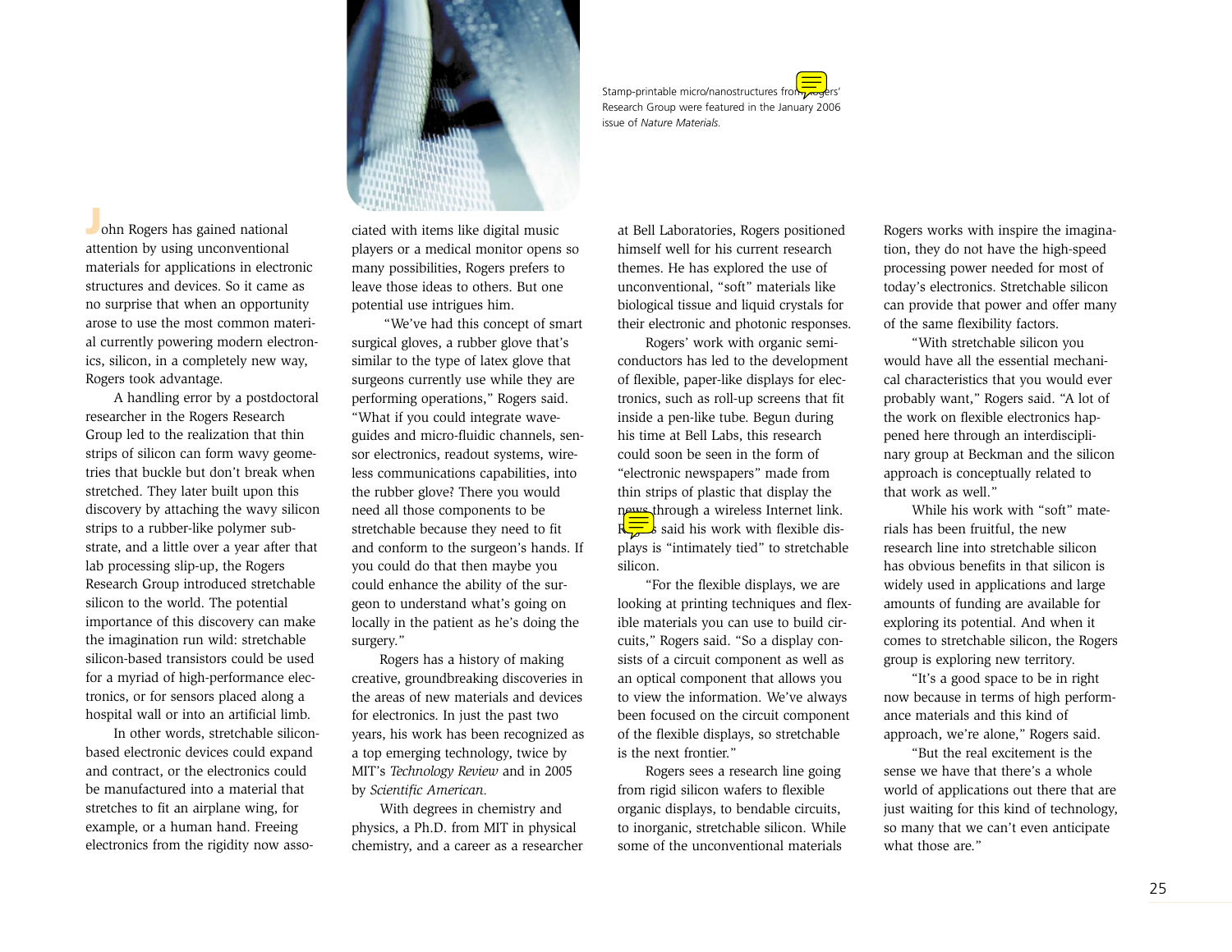Stamp-printable micro/nanostructures from Rogers' Research Group were featured in the January 2006 issue of *Nature Materials*.

John Rogers has gained national attention by using unconventional materials for applications in electronic structures and devices. So it came as no surprise that when an opportunity arose to use the most common material currently powering modern electronics, silicon, in a completely new way, Rogers took advantage.

A handling error by a postdoctoral researcher in the Rogers Research Group led to the realization that thin strips of silicon can form wavy geometries that buckle but don't break when stretched. They later built upon this discovery by attaching the wavy silicon strips to a rubber-like polymer substrate, and a little over a year after that lab processing slip-up, the Rogers Research Group introduced stretchable silicon to the world. The potential importance of this discovery can make the imagination run wild: stretchable silicon-based transistors could be used for a myriad of high-performance electronics, or for sensors placed along a hospital wall or into an artificial limb.

In other words, stretchable silicon-based electronic devices could expand and contract, or the electronics could be manufactured into a material that stretches to fit an airplane wing, for example, or a human hand. Freeing electronics from the rigidity now associated with items like digital music players or a medical monitor opens so many possibilities, Rogers prefers to leave those ideas to others. But one potential use intrigues him.

"We've had this concept of smart surgical gloves, a rubber glove that's similar to the type of latex glove that surgeons currently use while they are performing operations," Rogers said. "What if you could integrate waveguides and micro-fluidic channels, sensor electronics, readout systems, wireless communications capabilities, into the rubber glove? There you would need all those components to be stretchable because they need to fit and conform to the surgeon's hands. If you could do that then maybe you could enhance the ability of the surgeon to understand what's going on locally in the patient as he's doing the surgery."

Rogers has a history of making creative, groundbreaking discoveries in the areas of new materials and devices for electronics. In just the past two years, his work has been recognized as a top emerging technology, twice by MIT's *Technology Review* and in 2005 by *Scientific American*.

With degrees in chemistry and physics, a Ph.D. from MIT in physical chemistry, and a career as a researcher at Bell Laboratories, Rogers positioned himself well for his current research themes. He has explored the use of unconventional, "soft" materials like biological tissue and liquid crystals for their electronic and photonic responses.

Rogers' work with organic semiconductors has led to the development of flexible, paper-like displays for electronics, such as roll-up screens that fit inside a pen-like tube. Begun during his time at Bell Labs, this research could soon be seen in the form of "electronic newspapers" made from thin strips of plastic that display the news through a wireless Internet link. Rogers said his work with flexible displays is "intimately tied" to stretchable silicon.

"For the flexible displays, we are looking at printing techniques and flexible materials you can use to build circuits," Rogers said. "So a display consists of a circuit component as well as an optical component that allows you to view the information. We've always been focused on the circuit component of the flexible displays, so stretchable is the next frontier."

Rogers sees a research line going from rigid silicon wafers to flexible organic displays, to bendable circuits, to inorganic, stretchable silicon. While some of the unconventional materials Rogers works with inspire the imagination, they do not have the high-speed processing power needed for most of today's electronics. Stretchable silicon can provide that power and offer many of the same flexibility factors.

"With stretchable silicon you would have all the essential mechanical characteristics that you would ever probably want," Rogers said. "A lot of the work on flexible electronics happened here through an interdisciplinary group at Beckman and the silicon approach is conceptually related to that work as well."

While his work with "soft" materials has been fruitful, the new research line into stretchable silicon has obvious benefits in that silicon is widely used in applications and large amounts of funding are available for exploring its potential. And when it comes to stretchable silicon, the Rogers group is exploring new territory.

"It's a good space to be in right now because in terms of high performance materials and this kind of approach, we're alone," Rogers said.

"But the real excitement is the sense we have that there's a whole world of applications out there that are just waiting for this kind of technology, so many that we can't even anticipate what those are."